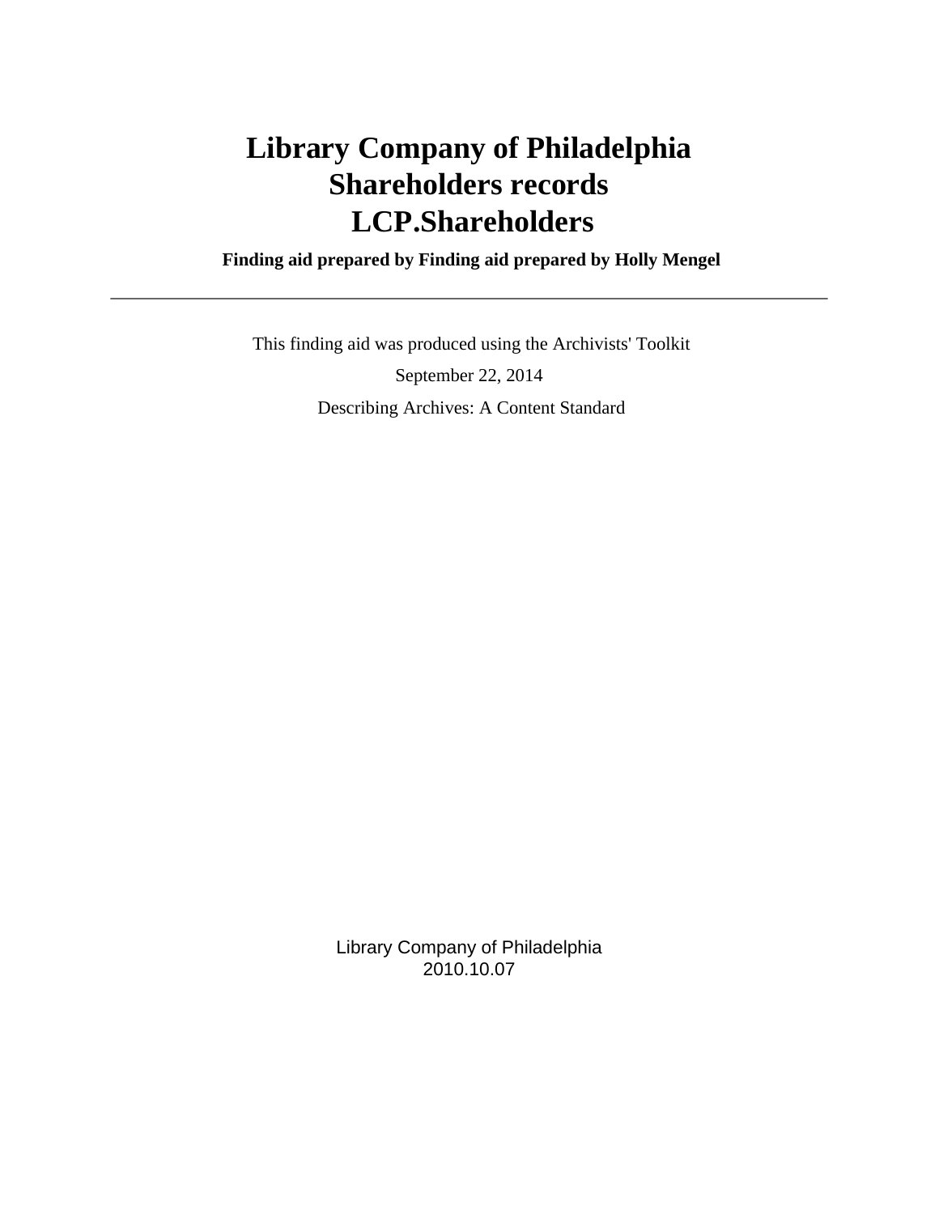# Library Company of Philadelphia Shareholders records LCP.Shareholders

**Finding aid prepared by Finding aid prepared by Holly Mengel**

---

This finding aid was produced using the Archivists' Toolkit

September 22, 2014

Describing Archives: A Content Standard

Library Company of Philadelphia
2010.10.07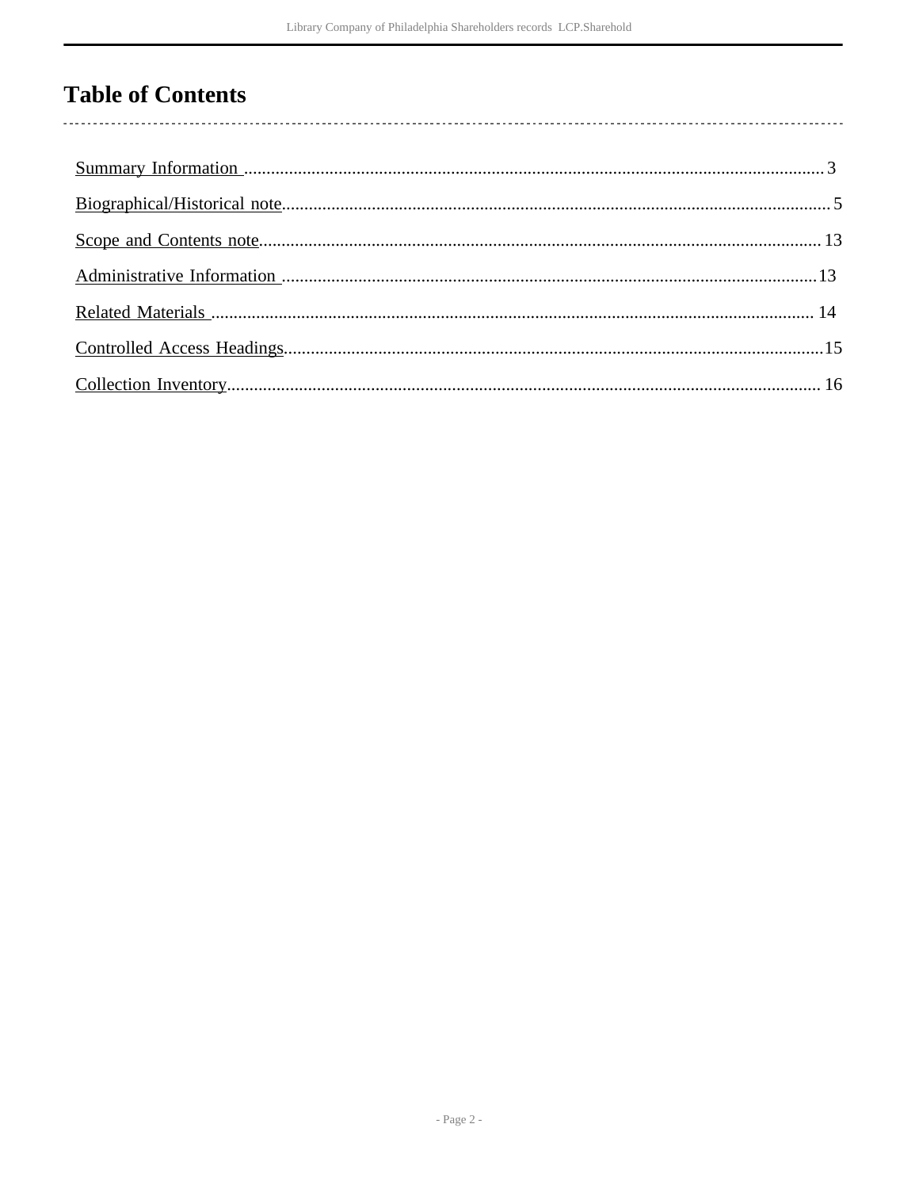# Table of Contents

Summary Information ........................................................ 3

Biographical/Historical note ................................................ 5

Scope and Contents note .................................................... 13

Administrative Information ................................................ 13

Related Materials ............................................................. 14

Controlled Access Headings ............................................... 15

Collection Inventory ......................................................... 16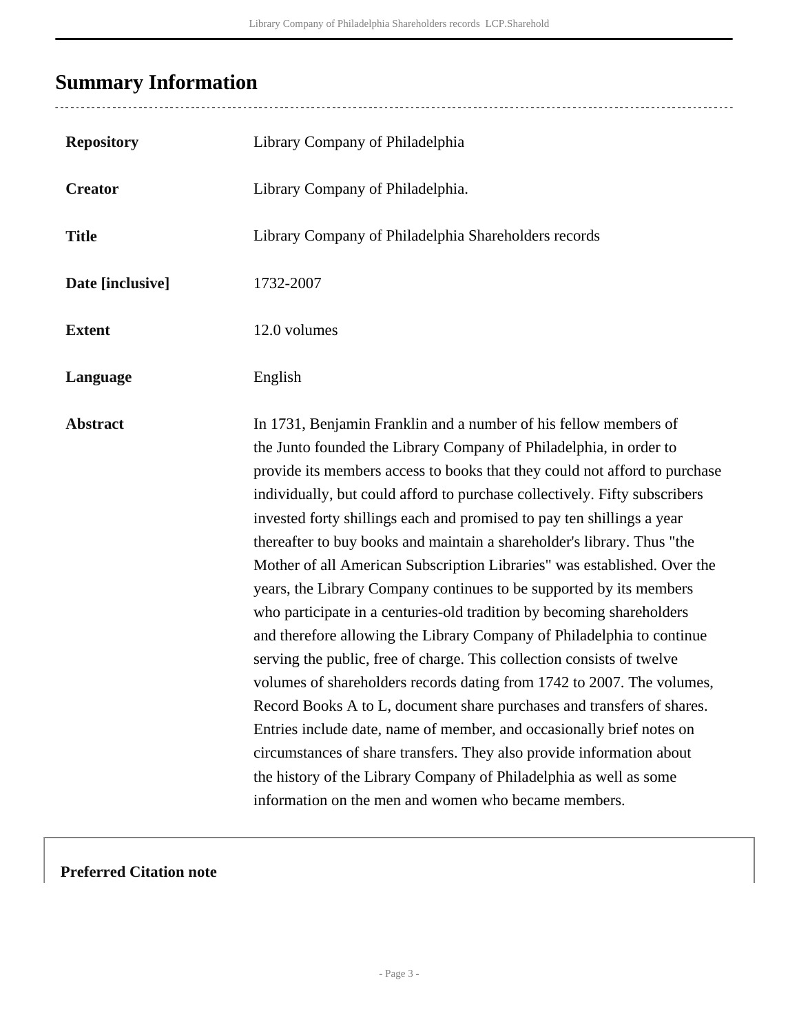## Summary Information

| | |
|---|---|
| **Repository** | Library Company of Philadelphia |
| **Creator** | Library Company of Philadelphia. |
| **Title** | Library Company of Philadelphia Shareholders records |
| **Date [inclusive]** | 1732-2007 |
| **Extent** | 12.0 volumes |
| **Language** | English |
| **Abstract** | In 1731, Benjamin Franklin and a number of his fellow members of the Junto founded the Library Company of Philadelphia, in order to provide its members access to books that they could not afford to purchase individually, but could afford to purchase collectively. Fifty subscribers invested forty shillings each and promised to pay ten shillings a year thereafter to buy books and maintain a shareholder's library. Thus "the Mother of all American Subscription Libraries" was established. Over the years, the Library Company continues to be supported by its members who participate in a centuries-old tradition by becoming shareholders and therefore allowing the Library Company of Philadelphia to continue serving the public, free of charge. This collection consists of twelve volumes of shareholders records dating from 1742 to 2007. The volumes, Record Books A to L, document share purchases and transfers of shares. Entries include date, name of member, and occasionally brief notes on circumstances of share transfers. They also provide information about the history of the Library Company of Philadelphia as well as some information on the men and women who became members. |

**Preferred Citation note**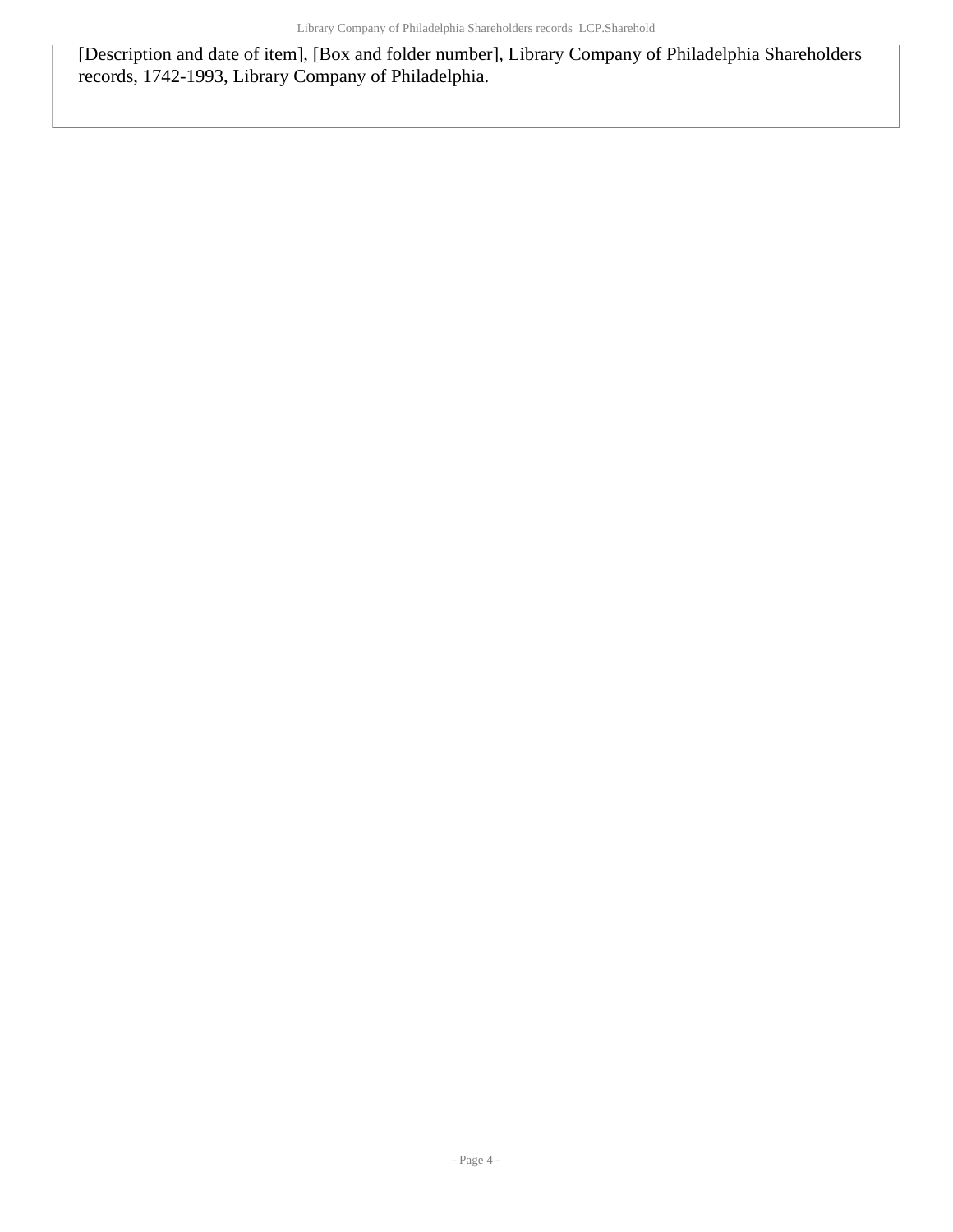[Description and date of item], [Box and folder number], Library Company of Philadelphia Shareholders records, 1742-1993, Library Company of Philadelphia.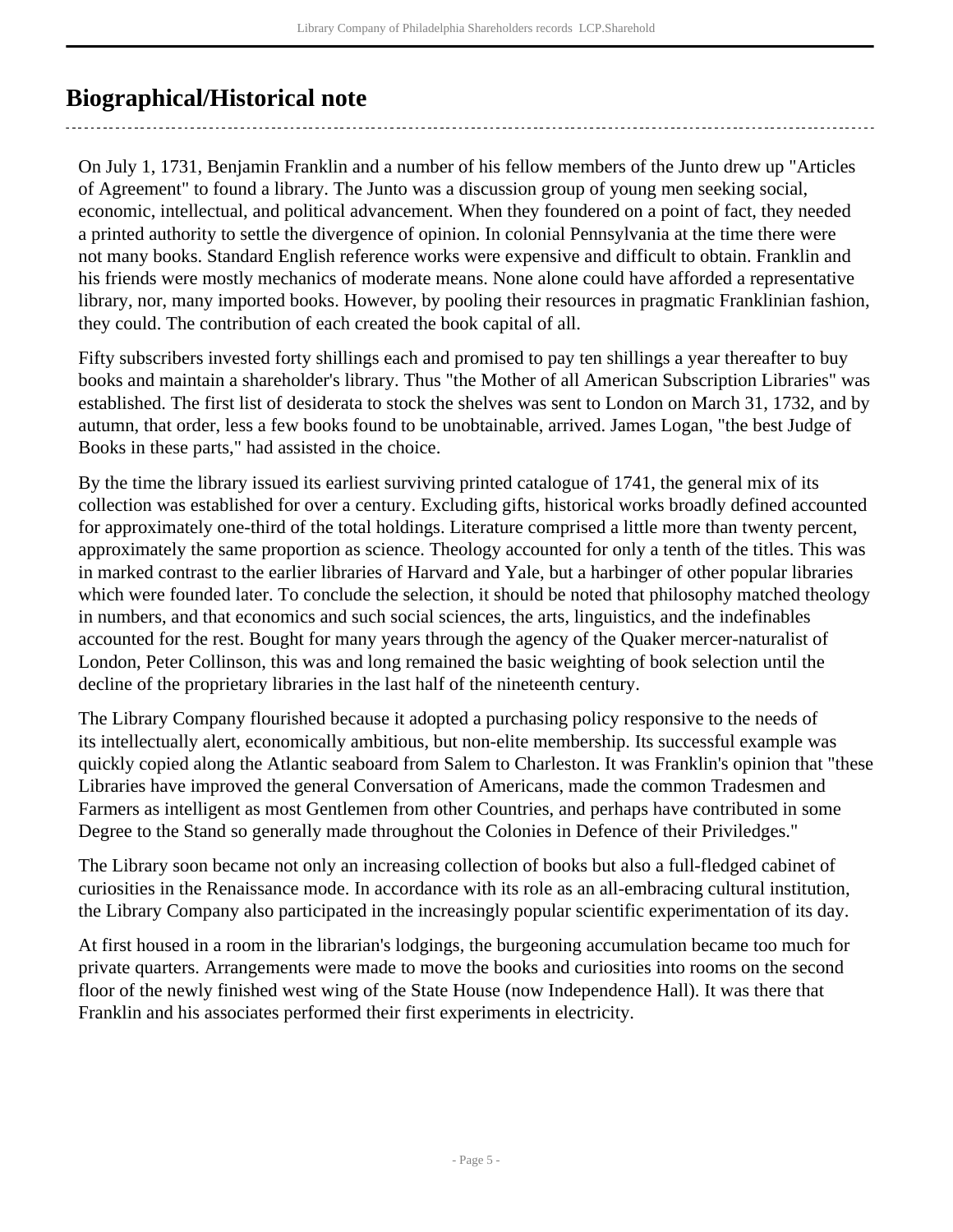## Biographical/Historical note

On July 1, 1731, Benjamin Franklin and a number of his fellow members of the Junto drew up "Articles of Agreement" to found a library. The Junto was a discussion group of young men seeking social, economic, intellectual, and political advancement. When they foundered on a point of fact, they needed a printed authority to settle the divergence of opinion. In colonial Pennsylvania at the time there were not many books. Standard English reference works were expensive and difficult to obtain. Franklin and his friends were mostly mechanics of moderate means. None alone could have afforded a representative library, nor, many imported books. However, by pooling their resources in pragmatic Franklinian fashion, they could. The contribution of each created the book capital of all.

Fifty subscribers invested forty shillings each and promised to pay ten shillings a year thereafter to buy books and maintain a shareholder's library. Thus "the Mother of all American Subscription Libraries" was established. The first list of desiderata to stock the shelves was sent to London on March 31, 1732, and by autumn, that order, less a few books found to be unobtainable, arrived. James Logan, "the best Judge of Books in these parts," had assisted in the choice.

By the time the library issued its earliest surviving printed catalogue of 1741, the general mix of its collection was established for over a century. Excluding gifts, historical works broadly defined accounted for approximately one-third of the total holdings. Literature comprised a little more than twenty percent, approximately the same proportion as science. Theology accounted for only a tenth of the titles. This was in marked contrast to the earlier libraries of Harvard and Yale, but a harbinger of other popular libraries which were founded later. To conclude the selection, it should be noted that philosophy matched theology in numbers, and that economics and such social sciences, the arts, linguistics, and the indefinables accounted for the rest. Bought for many years through the agency of the Quaker mercer-naturalist of London, Peter Collinson, this was and long remained the basic weighting of book selection until the decline of the proprietary libraries in the last half of the nineteenth century.

The Library Company flourished because it adopted a purchasing policy responsive to the needs of its intellectually alert, economically ambitious, but non-elite membership. Its successful example was quickly copied along the Atlantic seaboard from Salem to Charleston. It was Franklin's opinion that "these Libraries have improved the general Conversation of Americans, made the common Tradesmen and Farmers as intelligent as most Gentlemen from other Countries, and perhaps have contributed in some Degree to the Stand so generally made throughout the Colonies in Defence of their Priviledges."

The Library soon became not only an increasing collection of books but also a full-fledged cabinet of curiosities in the Renaissance mode. In accordance with its role as an all-embracing cultural institution, the Library Company also participated in the increasingly popular scientific experimentation of its day.

At first housed in a room in the librarian's lodgings, the burgeoning accumulation became too much for private quarters. Arrangements were made to move the books and curiosities into rooms on the second floor of the newly finished west wing of the State House (now Independence Hall). It was there that Franklin and his associates performed their first experiments in electricity.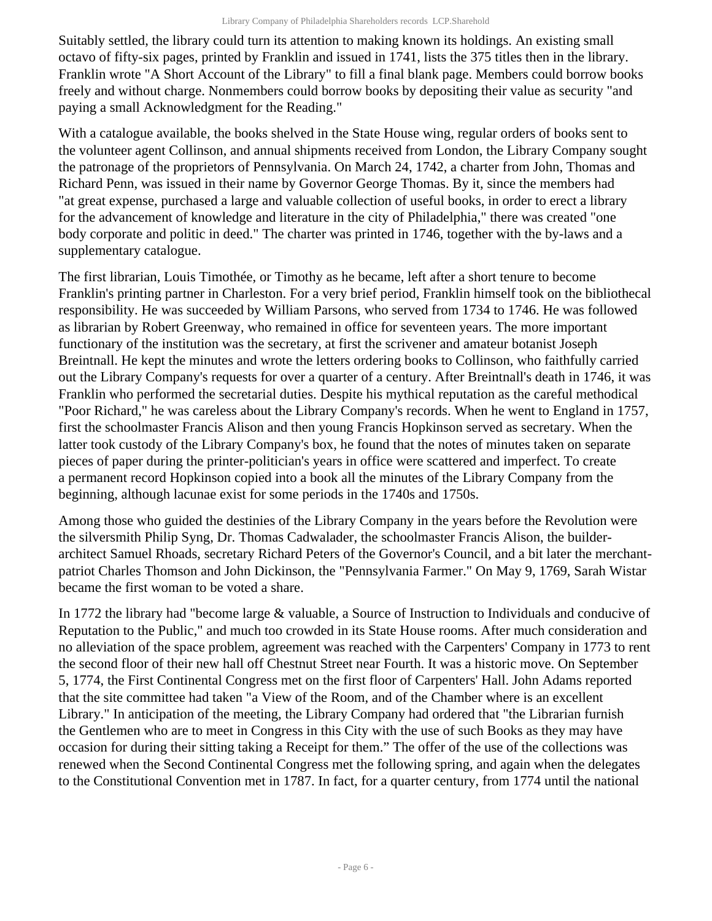Suitably settled, the library could turn its attention to making known its holdings. An existing small octavo of fifty-six pages, printed by Franklin and issued in 1741, lists the 375 titles then in the library. Franklin wrote "A Short Account of the Library" to fill a final blank page. Members could borrow books freely and without charge. Nonmembers could borrow books by depositing their value as security "and paying a small Acknowledgment for the Reading."

With a catalogue available, the books shelved in the State House wing, regular orders of books sent to the volunteer agent Collinson, and annual shipments received from London, the Library Company sought the patronage of the proprietors of Pennsylvania. On March 24, 1742, a charter from John, Thomas and Richard Penn, was issued in their name by Governor George Thomas. By it, since the members had "at great expense, purchased a large and valuable collection of useful books, in order to erect a library for the advancement of knowledge and literature in the city of Philadelphia," there was created "one body corporate and politic in deed." The charter was printed in 1746, together with the by-laws and a supplementary catalogue.

The first librarian, Louis Timothée, or Timothy as he became, left after a short tenure to become Franklin's printing partner in Charleston. For a very brief period, Franklin himself took on the bibliothecal responsibility. He was succeeded by William Parsons, who served from 1734 to 1746. He was followed as librarian by Robert Greenway, who remained in office for seventeen years. The more important functionary of the institution was the secretary, at first the scrivener and amateur botanist Joseph Breintnall. He kept the minutes and wrote the letters ordering books to Collinson, who faithfully carried out the Library Company's requests for over a quarter of a century. After Breintnall's death in 1746, it was Franklin who performed the secretarial duties. Despite his mythical reputation as the careful methodical "Poor Richard," he was careless about the Library Company's records. When he went to England in 1757, first the schoolmaster Francis Alison and then young Francis Hopkinson served as secretary. When the latter took custody of the Library Company's box, he found that the notes of minutes taken on separate pieces of paper during the printer-politician's years in office were scattered and imperfect. To create a permanent record Hopkinson copied into a book all the minutes of the Library Company from the beginning, although lacunae exist for some periods in the 1740s and 1750s.

Among those who guided the destinies of the Library Company in the years before the Revolution were the silversmith Philip Syng, Dr. Thomas Cadwalader, the schoolmaster Francis Alison, the builder-architect Samuel Rhoads, secretary Richard Peters of the Governor's Council, and a bit later the merchant-patriot Charles Thomson and John Dickinson, the "Pennsylvania Farmer." On May 9, 1769, Sarah Wistar became the first woman to be voted a share.

In 1772 the library had "become large & valuable, a Source of Instruction to Individuals and conducive of Reputation to the Public," and much too crowded in its State House rooms. After much consideration and no alleviation of the space problem, agreement was reached with the Carpenters' Company in 1773 to rent the second floor of their new hall off Chestnut Street near Fourth. It was a historic move. On September 5, 1774, the First Continental Congress met on the first floor of Carpenters' Hall. John Adams reported that the site committee had taken "a View of the Room, and of the Chamber where is an excellent Library." In anticipation of the meeting, the Library Company had ordered that "the Librarian furnish the Gentlemen who are to meet in Congress in this City with the use of such Books as they may have occasion for during their sitting taking a Receipt for them." The offer of the use of the collections was renewed when the Second Continental Congress met the following spring, and again when the delegates to the Constitutional Convention met in 1787. In fact, for a quarter century, from 1774 until the national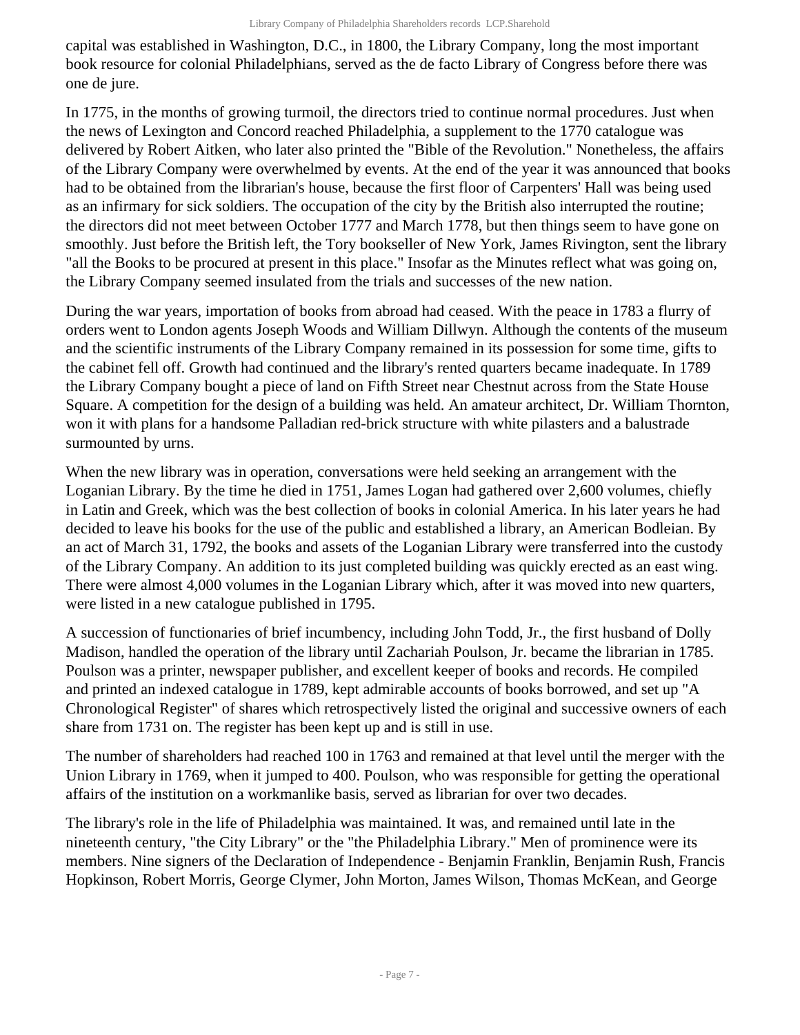capital was established in Washington, D.C., in 1800, the Library Company, long the most important book resource for colonial Philadelphians, served as the de facto Library of Congress before there was one de jure.

In 1775, in the months of growing turmoil, the directors tried to continue normal procedures. Just when the news of Lexington and Concord reached Philadelphia, a supplement to the 1770 catalogue was delivered by Robert Aitken, who later also printed the "Bible of the Revolution." Nonetheless, the affairs of the Library Company were overwhelmed by events. At the end of the year it was announced that books had to be obtained from the librarian's house, because the first floor of Carpenters' Hall was being used as an infirmary for sick soldiers. The occupation of the city by the British also interrupted the routine; the directors did not meet between October 1777 and March 1778, but then things seem to have gone on smoothly. Just before the British left, the Tory bookseller of New York, James Rivington, sent the library "all the Books to be procured at present in this place." Insofar as the Minutes reflect what was going on, the Library Company seemed insulated from the trials and successes of the new nation.

During the war years, importation of books from abroad had ceased. With the peace in 1783 a flurry of orders went to London agents Joseph Woods and William Dillwyn. Although the contents of the museum and the scientific instruments of the Library Company remained in its possession for some time, gifts to the cabinet fell off. Growth had continued and the library's rented quarters became inadequate. In 1789 the Library Company bought a piece of land on Fifth Street near Chestnut across from the State House Square. A competition for the design of a building was held. An amateur architect, Dr. William Thornton, won it with plans for a handsome Palladian red-brick structure with white pilasters and a balustrade surmounted by urns.

When the new library was in operation, conversations were held seeking an arrangement with the Loganian Library. By the time he died in 1751, James Logan had gathered over 2,600 volumes, chiefly in Latin and Greek, which was the best collection of books in colonial America. In his later years he had decided to leave his books for the use of the public and established a library, an American Bodleian. By an act of March 31, 1792, the books and assets of the Loganian Library were transferred into the custody of the Library Company. An addition to its just completed building was quickly erected as an east wing. There were almost 4,000 volumes in the Loganian Library which, after it was moved into new quarters, were listed in a new catalogue published in 1795.

A succession of functionaries of brief incumbency, including John Todd, Jr., the first husband of Dolly Madison, handled the operation of the library until Zachariah Poulson, Jr. became the librarian in 1785. Poulson was a printer, newspaper publisher, and excellent keeper of books and records. He compiled and printed an indexed catalogue in 1789, kept admirable accounts of books borrowed, and set up "A Chronological Register" of shares which retrospectively listed the original and successive owners of each share from 1731 on. The register has been kept up and is still in use.

The number of shareholders had reached 100 in 1763 and remained at that level until the merger with the Union Library in 1769, when it jumped to 400. Poulson, who was responsible for getting the operational affairs of the institution on a workmanlike basis, served as librarian for over two decades.

The library's role in the life of Philadelphia was maintained. It was, and remained until late in the nineteenth century, "the City Library" or the "the Philadelphia Library." Men of prominence were its members. Nine signers of the Declaration of Independence - Benjamin Franklin, Benjamin Rush, Francis Hopkinson, Robert Morris, George Clymer, John Morton, James Wilson, Thomas McKean, and George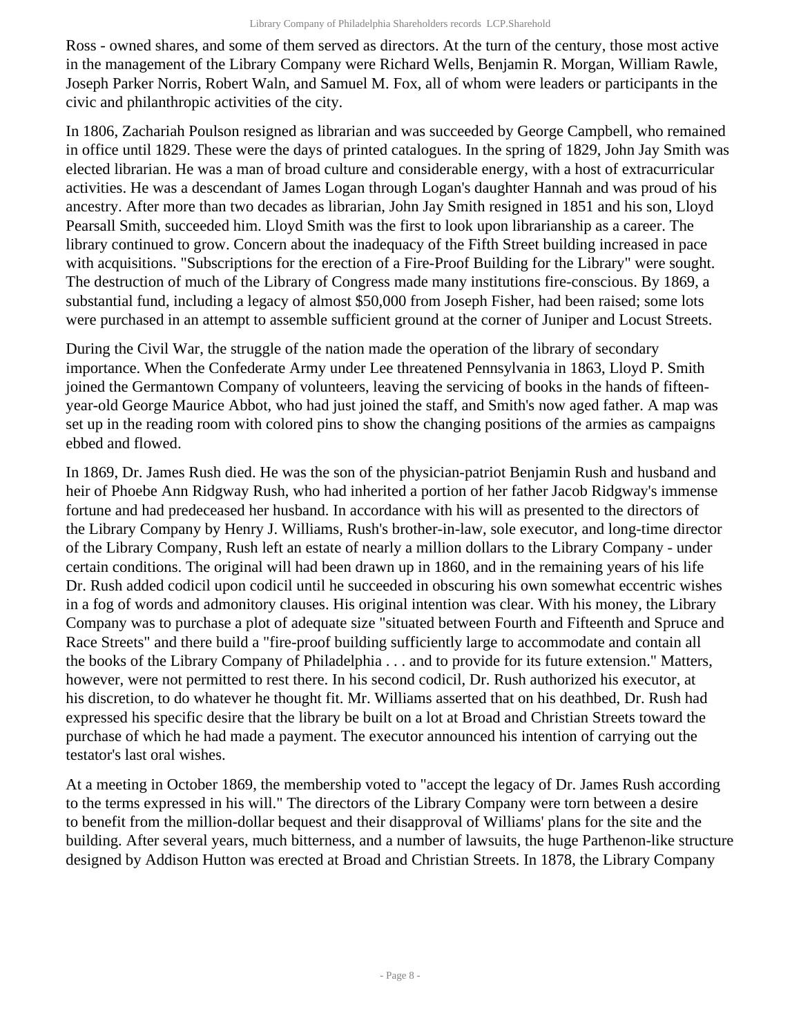Ross - owned shares, and some of them served as directors. At the turn of the century, those most active in the management of the Library Company were Richard Wells, Benjamin R. Morgan, William Rawle, Joseph Parker Norris, Robert Waln, and Samuel M. Fox, all of whom were leaders or participants in the civic and philanthropic activities of the city.

In 1806, Zachariah Poulson resigned as librarian and was succeeded by George Campbell, who remained in office until 1829. These were the days of printed catalogues. In the spring of 1829, John Jay Smith was elected librarian. He was a man of broad culture and considerable energy, with a host of extracurricular activities. He was a descendant of James Logan through Logan's daughter Hannah and was proud of his ancestry. After more than two decades as librarian, John Jay Smith resigned in 1851 and his son, Lloyd Pearsall Smith, succeeded him. Lloyd Smith was the first to look upon librarianship as a career. The library continued to grow. Concern about the inadequacy of the Fifth Street building increased in pace with acquisitions. "Subscriptions for the erection of a Fire-Proof Building for the Library" were sought. The destruction of much of the Library of Congress made many institutions fire-conscious. By 1869, a substantial fund, including a legacy of almost $50,000 from Joseph Fisher, had been raised; some lots were purchased in an attempt to assemble sufficient ground at the corner of Juniper and Locust Streets.

During the Civil War, the struggle of the nation made the operation of the library of secondary importance. When the Confederate Army under Lee threatened Pennsylvania in 1863, Lloyd P. Smith joined the Germantown Company of volunteers, leaving the servicing of books in the hands of fifteen-year-old George Maurice Abbot, who had just joined the staff, and Smith's now aged father. A map was set up in the reading room with colored pins to show the changing positions of the armies as campaigns ebbed and flowed.

In 1869, Dr. James Rush died. He was the son of the physician-patriot Benjamin Rush and husband and heir of Phoebe Ann Ridgway Rush, who had inherited a portion of her father Jacob Ridgway's immense fortune and had predeceased her husband. In accordance with his will as presented to the directors of the Library Company by Henry J. Williams, Rush's brother-in-law, sole executor, and long-time director of the Library Company, Rush left an estate of nearly a million dollars to the Library Company - under certain conditions. The original will had been drawn up in 1860, and in the remaining years of his life Dr. Rush added codicil upon codicil until he succeeded in obscuring his own somewhat eccentric wishes in a fog of words and admonitory clauses. His original intention was clear. With his money, the Library Company was to purchase a plot of adequate size "situated between Fourth and Fifteenth and Spruce and Race Streets" and there build a "fire-proof building sufficiently large to accommodate and contain all the books of the Library Company of Philadelphia . . . and to provide for its future extension." Matters, however, were not permitted to rest there. In his second codicil, Dr. Rush authorized his executor, at his discretion, to do whatever he thought fit. Mr. Williams asserted that on his deathbed, Dr. Rush had expressed his specific desire that the library be built on a lot at Broad and Christian Streets toward the purchase of which he had made a payment. The executor announced his intention of carrying out the testator's last oral wishes.

At a meeting in October 1869, the membership voted to "accept the legacy of Dr. James Rush according to the terms expressed in his will." The directors of the Library Company were torn between a desire to benefit from the million-dollar bequest and their disapproval of Williams' plans for the site and the building. After several years, much bitterness, and a number of lawsuits, the huge Parthenon-like structure designed by Addison Hutton was erected at Broad and Christian Streets. In 1878, the Library Company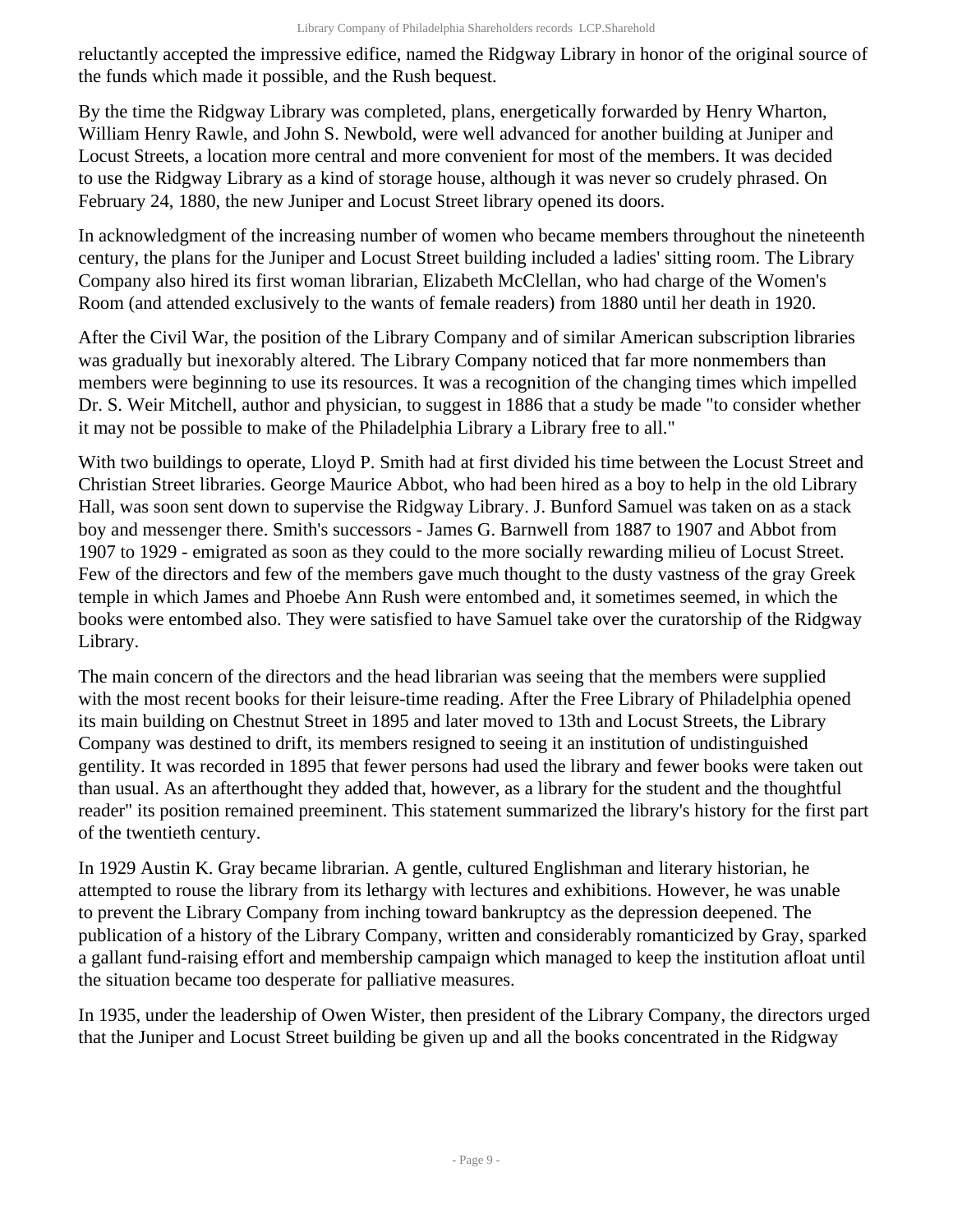reluctantly accepted the impressive edifice, named the Ridgway Library in honor of the original source of the funds which made it possible, and the Rush bequest.

By the time the Ridgway Library was completed, plans, energetically forwarded by Henry Wharton, William Henry Rawle, and John S. Newbold, were well advanced for another building at Juniper and Locust Streets, a location more central and more convenient for most of the members. It was decided to use the Ridgway Library as a kind of storage house, although it was never so crudely phrased. On February 24, 1880, the new Juniper and Locust Street library opened its doors.

In acknowledgment of the increasing number of women who became members throughout the nineteenth century, the plans for the Juniper and Locust Street building included a ladies' sitting room. The Library Company also hired its first woman librarian, Elizabeth McClellan, who had charge of the Women's Room (and attended exclusively to the wants of female readers) from 1880 until her death in 1920.

After the Civil War, the position of the Library Company and of similar American subscription libraries was gradually but inexorably altered. The Library Company noticed that far more nonmembers than members were beginning to use its resources. It was a recognition of the changing times which impelled Dr. S. Weir Mitchell, author and physician, to suggest in 1886 that a study be made "to consider whether it may not be possible to make of the Philadelphia Library a Library free to all."

With two buildings to operate, Lloyd P. Smith had at first divided his time between the Locust Street and Christian Street libraries. George Maurice Abbot, who had been hired as a boy to help in the old Library Hall, was soon sent down to supervise the Ridgway Library. J. Bunford Samuel was taken on as a stack boy and messenger there. Smith's successors - James G. Barnwell from 1887 to 1907 and Abbot from 1907 to 1929 - emigrated as soon as they could to the more socially rewarding milieu of Locust Street. Few of the directors and few of the members gave much thought to the dusty vastness of the gray Greek temple in which James and Phoebe Ann Rush were entombed and, it sometimes seemed, in which the books were entombed also. They were satisfied to have Samuel take over the curatorship of the Ridgway Library.

The main concern of the directors and the head librarian was seeing that the members were supplied with the most recent books for their leisure-time reading. After the Free Library of Philadelphia opened its main building on Chestnut Street in 1895 and later moved to 13th and Locust Streets, the Library Company was destined to drift, its members resigned to seeing it an institution of undistinguished gentility. It was recorded in 1895 that fewer persons had used the library and fewer books were taken out than usual. As an afterthought they added that, however, as a library for the student and the thoughtful reader" its position remained preeminent. This statement summarized the library's history for the first part of the twentieth century.

In 1929 Austin K. Gray became librarian. A gentle, cultured Englishman and literary historian, he attempted to rouse the library from its lethargy with lectures and exhibitions. However, he was unable to prevent the Library Company from inching toward bankruptcy as the depression deepened. The publication of a history of the Library Company, written and considerably romanticized by Gray, sparked a gallant fund-raising effort and membership campaign which managed to keep the institution afloat until the situation became too desperate for palliative measures.

In 1935, under the leadership of Owen Wister, then president of the Library Company, the directors urged that the Juniper and Locust Street building be given up and all the books concentrated in the Ridgway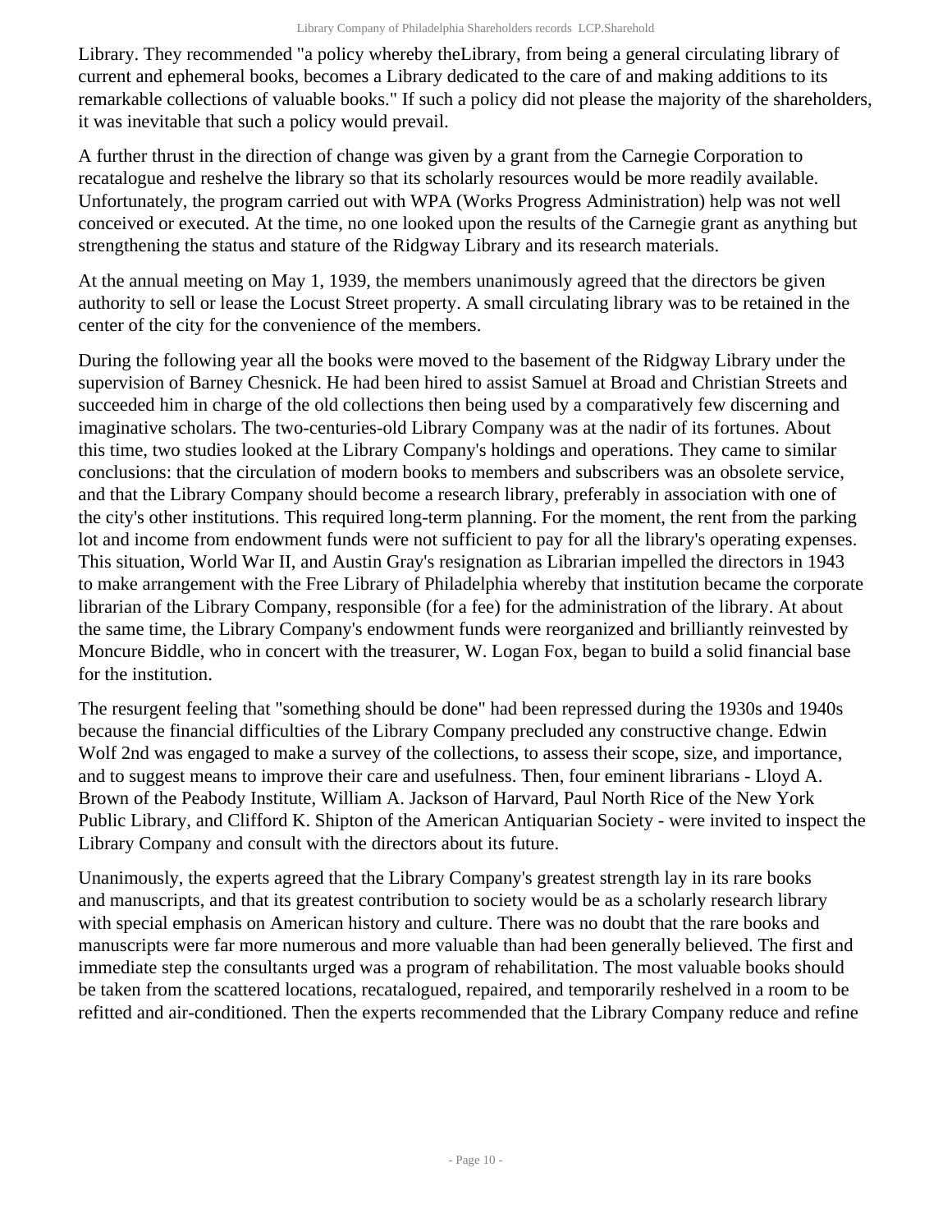Library. They recommended "a policy whereby theLibrary, from being a general circulating library of current and ephemeral books, becomes a Library dedicated to the care of and making additions to its remarkable collections of valuable books." If such a policy did not please the majority of the shareholders, it was inevitable that such a policy would prevail.

A further thrust in the direction of change was given by a grant from the Carnegie Corporation to recatalogue and reshelve the library so that its scholarly resources would be more readily available. Unfortunately, the program carried out with WPA (Works Progress Administration) help was not well conceived or executed. At the time, no one looked upon the results of the Carnegie grant as anything but strengthening the status and stature of the Ridgway Library and its research materials.

At the annual meeting on May 1, 1939, the members unanimously agreed that the directors be given authority to sell or lease the Locust Street property. A small circulating library was to be retained in the center of the city for the convenience of the members.

During the following year all the books were moved to the basement of the Ridgway Library under the supervision of Barney Chesnick. He had been hired to assist Samuel at Broad and Christian Streets and succeeded him in charge of the old collections then being used by a comparatively few discerning and imaginative scholars. The two-centuries-old Library Company was at the nadir of its fortunes. About this time, two studies looked at the Library Company's holdings and operations. They came to similar conclusions: that the circulation of modern books to members and subscribers was an obsolete service, and that the Library Company should become a research library, preferably in association with one of the city's other institutions. This required long-term planning. For the moment, the rent from the parking lot and income from endowment funds were not sufficient to pay for all the library's operating expenses. This situation, World War II, and Austin Gray's resignation as Librarian impelled the directors in 1943 to make arrangement with the Free Library of Philadelphia whereby that institution became the corporate librarian of the Library Company, responsible (for a fee) for the administration of the library. At about the same time, the Library Company's endowment funds were reorganized and brilliantly reinvested by Moncure Biddle, who in concert with the treasurer, W. Logan Fox, began to build a solid financial base for the institution.

The resurgent feeling that "something should be done" had been repressed during the 1930s and 1940s because the financial difficulties of the Library Company precluded any constructive change. Edwin Wolf 2nd was engaged to make a survey of the collections, to assess their scope, size, and importance, and to suggest means to improve their care and usefulness. Then, four eminent librarians - Lloyd A. Brown of the Peabody Institute, William A. Jackson of Harvard, Paul North Rice of the New York Public Library, and Clifford K. Shipton of the American Antiquarian Society - were invited to inspect the Library Company and consult with the directors about its future.

Unanimously, the experts agreed that the Library Company's greatest strength lay in its rare books and manuscripts, and that its greatest contribution to society would be as a scholarly research library with special emphasis on American history and culture. There was no doubt that the rare books and manuscripts were far more numerous and more valuable than had been generally believed. The first and immediate step the consultants urged was a program of rehabilitation. The most valuable books should be taken from the scattered locations, recatalogued, repaired, and temporarily reshelved in a room to be refitted and air-conditioned. Then the experts recommended that the Library Company reduce and refine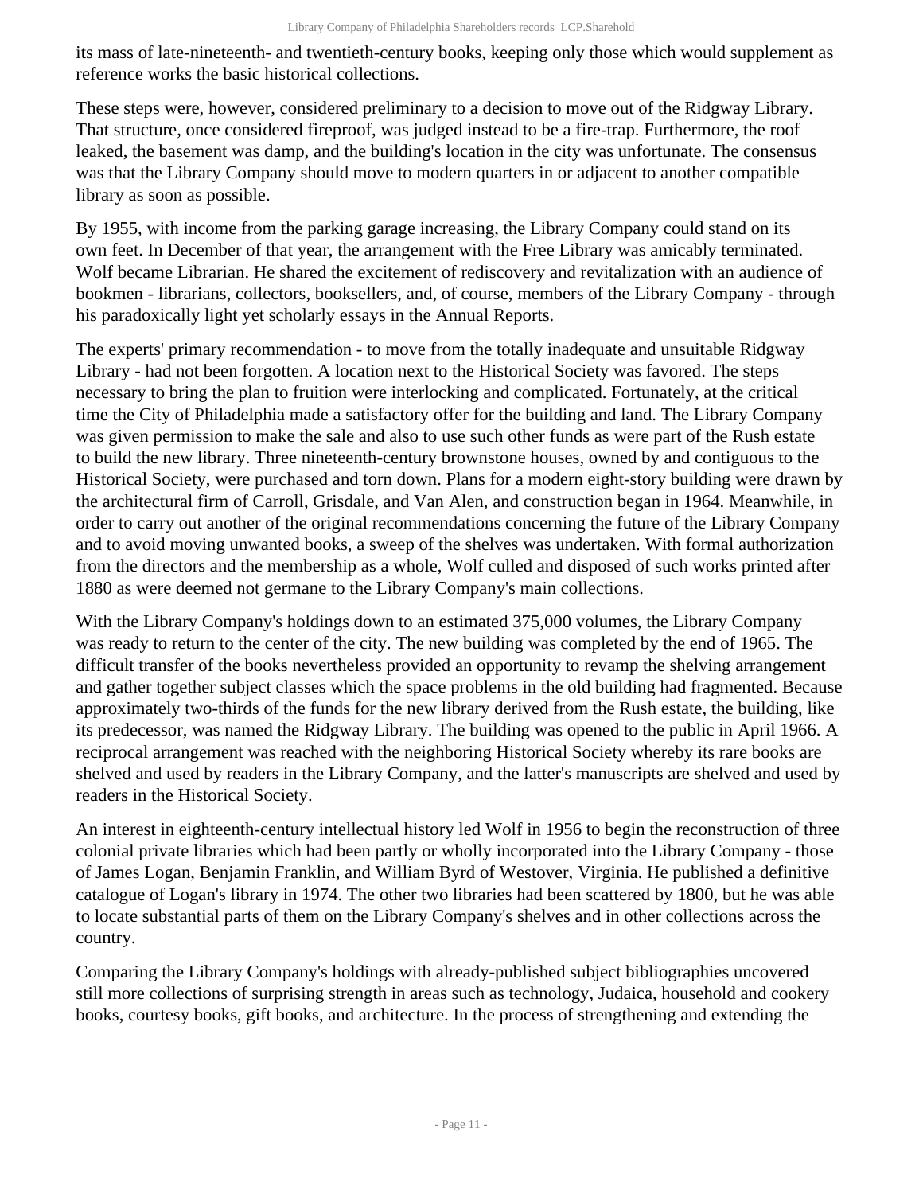its mass of late-nineteenth- and twentieth-century books, keeping only those which would supplement as reference works the basic historical collections.

These steps were, however, considered preliminary to a decision to move out of the Ridgway Library. That structure, once considered fireproof, was judged instead to be a fire-trap. Furthermore, the roof leaked, the basement was damp, and the building's location in the city was unfortunate. The consensus was that the Library Company should move to modern quarters in or adjacent to another compatible library as soon as possible.

By 1955, with income from the parking garage increasing, the Library Company could stand on its own feet. In December of that year, the arrangement with the Free Library was amicably terminated. Wolf became Librarian. He shared the excitement of rediscovery and revitalization with an audience of bookmen - librarians, collectors, booksellers, and, of course, members of the Library Company - through his paradoxically light yet scholarly essays in the Annual Reports.

The experts' primary recommendation - to move from the totally inadequate and unsuitable Ridgway Library - had not been forgotten. A location next to the Historical Society was favored. The steps necessary to bring the plan to fruition were interlocking and complicated. Fortunately, at the critical time the City of Philadelphia made a satisfactory offer for the building and land. The Library Company was given permission to make the sale and also to use such other funds as were part of the Rush estate to build the new library. Three nineteenth-century brownstone houses, owned by and contiguous to the Historical Society, were purchased and torn down. Plans for a modern eight-story building were drawn by the architectural firm of Carroll, Grisdale, and Van Alen, and construction began in 1964. Meanwhile, in order to carry out another of the original recommendations concerning the future of the Library Company and to avoid moving unwanted books, a sweep of the shelves was undertaken. With formal authorization from the directors and the membership as a whole, Wolf culled and disposed of such works printed after 1880 as were deemed not germane to the Library Company's main collections.

With the Library Company's holdings down to an estimated 375,000 volumes, the Library Company was ready to return to the center of the city. The new building was completed by the end of 1965. The difficult transfer of the books nevertheless provided an opportunity to revamp the shelving arrangement and gather together subject classes which the space problems in the old building had fragmented. Because approximately two-thirds of the funds for the new library derived from the Rush estate, the building, like its predecessor, was named the Ridgway Library. The building was opened to the public in April 1966. A reciprocal arrangement was reached with the neighboring Historical Society whereby its rare books are shelved and used by readers in the Library Company, and the latter's manuscripts are shelved and used by readers in the Historical Society.

An interest in eighteenth-century intellectual history led Wolf in 1956 to begin the reconstruction of three colonial private libraries which had been partly or wholly incorporated into the Library Company - those of James Logan, Benjamin Franklin, and William Byrd of Westover, Virginia. He published a definitive catalogue of Logan's library in 1974. The other two libraries had been scattered by 1800, but he was able to locate substantial parts of them on the Library Company's shelves and in other collections across the country.

Comparing the Library Company's holdings with already-published subject bibliographies uncovered still more collections of surprising strength in areas such as technology, Judaica, household and cookery books, courtesy books, gift books, and architecture. In the process of strengthening and extending the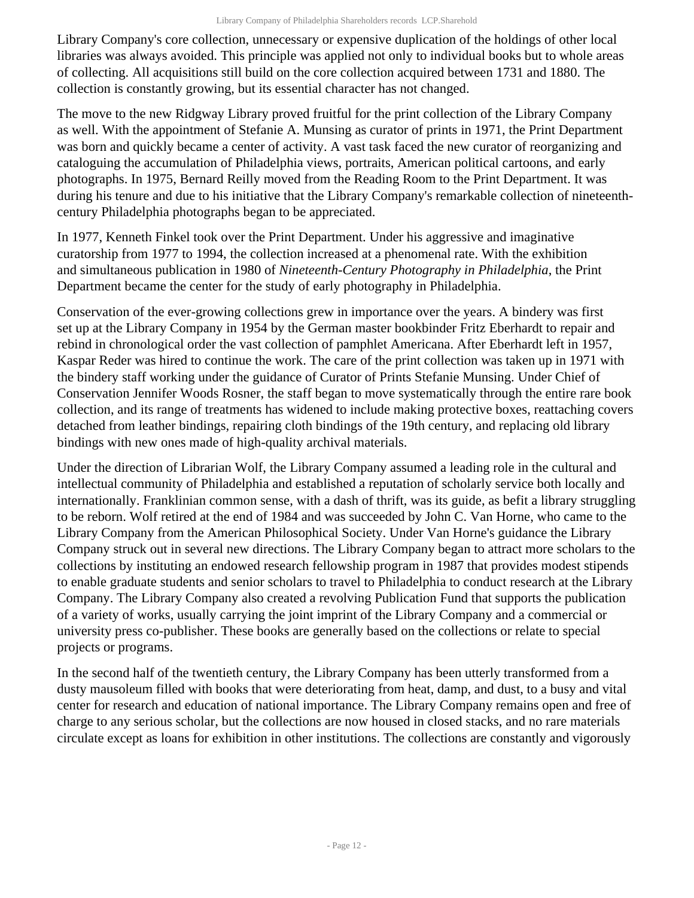Library Company's core collection, unnecessary or expensive duplication of the holdings of other local libraries was always avoided. This principle was applied not only to individual books but to whole areas of collecting. All acquisitions still build on the core collection acquired between 1731 and 1880. The collection is constantly growing, but its essential character has not changed.

The move to the new Ridgway Library proved fruitful for the print collection of the Library Company as well. With the appointment of Stefanie A. Munsing as curator of prints in 1971, the Print Department was born and quickly became a center of activity. A vast task faced the new curator of reorganizing and cataloguing the accumulation of Philadelphia views, portraits, American political cartoons, and early photographs. In 1975, Bernard Reilly moved from the Reading Room to the Print Department. It was during his tenure and due to his initiative that the Library Company's remarkable collection of nineteenth-century Philadelphia photographs began to be appreciated.

In 1977, Kenneth Finkel took over the Print Department. Under his aggressive and imaginative curatorship from 1977 to 1994, the collection increased at a phenomenal rate. With the exhibition and simultaneous publication in 1980 of *Nineteenth-Century Photography in Philadelphia*, the Print Department became the center for the study of early photography in Philadelphia.

Conservation of the ever-growing collections grew in importance over the years. A bindery was first set up at the Library Company in 1954 by the German master bookbinder Fritz Eberhardt to repair and rebind in chronological order the vast collection of pamphlet Americana. After Eberhardt left in 1957, Kaspar Reder was hired to continue the work. The care of the print collection was taken up in 1971 with the bindery staff working under the guidance of Curator of Prints Stefanie Munsing. Under Chief of Conservation Jennifer Woods Rosner, the staff began to move systematically through the entire rare book collection, and its range of treatments has widened to include making protective boxes, reattaching covers detached from leather bindings, repairing cloth bindings of the 19th century, and replacing old library bindings with new ones made of high-quality archival materials.

Under the direction of Librarian Wolf, the Library Company assumed a leading role in the cultural and intellectual community of Philadelphia and established a reputation of scholarly service both locally and internationally. Franklinian common sense, with a dash of thrift, was its guide, as befit a library struggling to be reborn. Wolf retired at the end of 1984 and was succeeded by John C. Van Horne, who came to the Library Company from the American Philosophical Society. Under Van Horne's guidance the Library Company struck out in several new directions. The Library Company began to attract more scholars to the collections by instituting an endowed research fellowship program in 1987 that provides modest stipends to enable graduate students and senior scholars to travel to Philadelphia to conduct research at the Library Company. The Library Company also created a revolving Publication Fund that supports the publication of a variety of works, usually carrying the joint imprint of the Library Company and a commercial or university press co-publisher. These books are generally based on the collections or relate to special projects or programs.

In the second half of the twentieth century, the Library Company has been utterly transformed from a dusty mausoleum filled with books that were deteriorating from heat, damp, and dust, to a busy and vital center for research and education of national importance. The Library Company remains open and free of charge to any serious scholar, but the collections are now housed in closed stacks, and no rare materials circulate except as loans for exhibition in other institutions. The collections are constantly and vigorously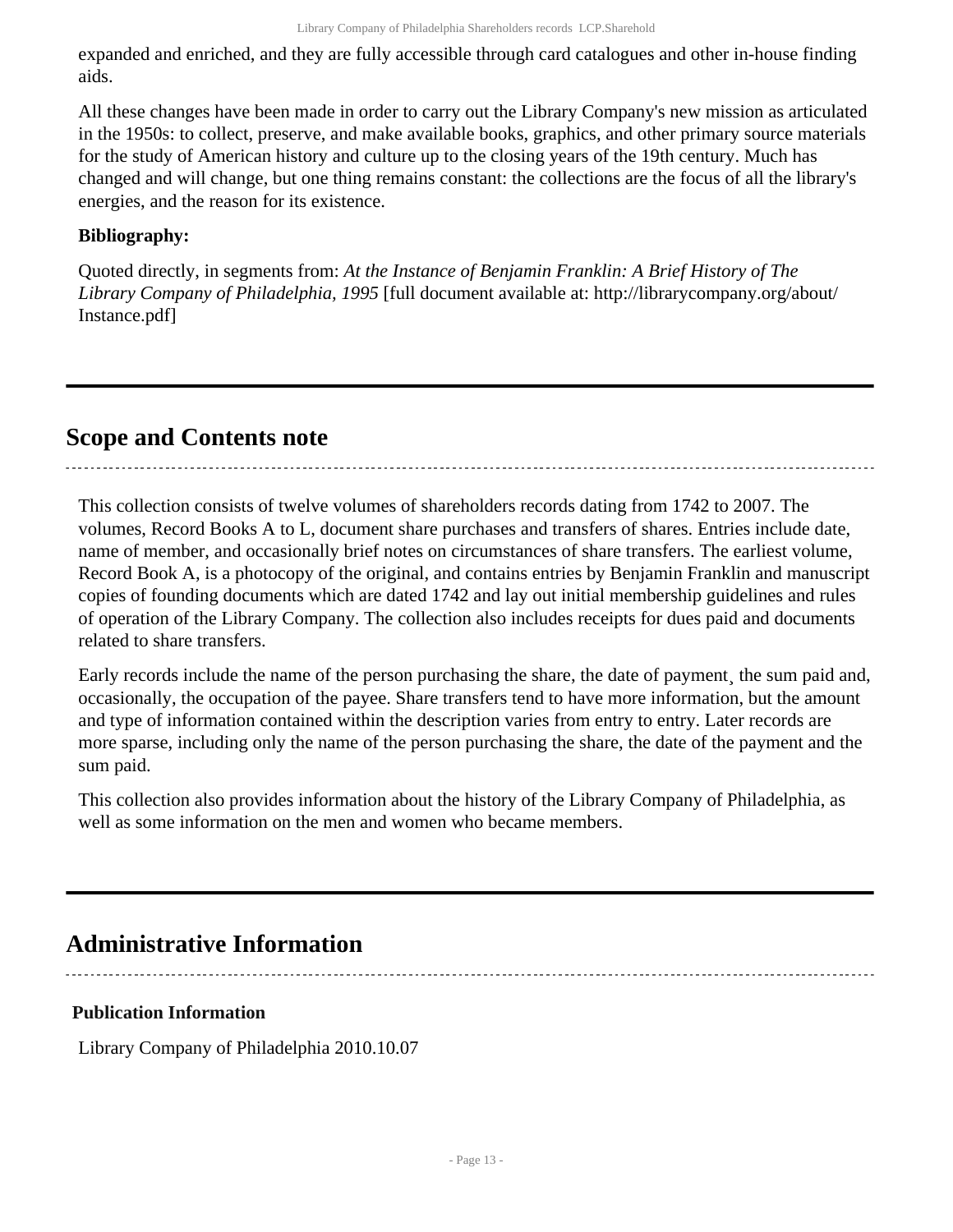expanded and enriched, and they are fully accessible through card catalogues and other in-house finding aids.

All these changes have been made in order to carry out the Library Company's new mission as articulated in the 1950s: to collect, preserve, and make available books, graphics, and other primary source materials for the study of American history and culture up to the closing years of the 19th century. Much has changed and will change, but one thing remains constant: the collections are the focus of all the library's energies, and the reason for its existence.

**Bibliography:**

Quoted directly, in segments from: *At the Instance of Benjamin Franklin: A Brief History of The Library Company of Philadelphia, 1995* [full document available at: http://librarycompany.org/about/Instance.pdf]

## Scope and Contents note

This collection consists of twelve volumes of shareholders records dating from 1742 to 2007. The volumes, Record Books A to L, document share purchases and transfers of shares. Entries include date, name of member, and occasionally brief notes on circumstances of share transfers. The earliest volume, Record Book A, is a photocopy of the original, and contains entries by Benjamin Franklin and manuscript copies of founding documents which are dated 1742 and lay out initial membership guidelines and rules of operation of the Library Company. The collection also includes receipts for dues paid and documents related to share transfers.

Early records include the name of the person purchasing the share, the date of payment¸ the sum paid and, occasionally, the occupation of the payee. Share transfers tend to have more information, but the amount and type of information contained within the description varies from entry to entry. Later records are more sparse, including only the name of the person purchasing the share, the date of the payment and the sum paid.

This collection also provides information about the history of the Library Company of Philadelphia, as well as some information on the men and women who became members.

## Administrative Information

### Publication Information

Library Company of Philadelphia 2010.10.07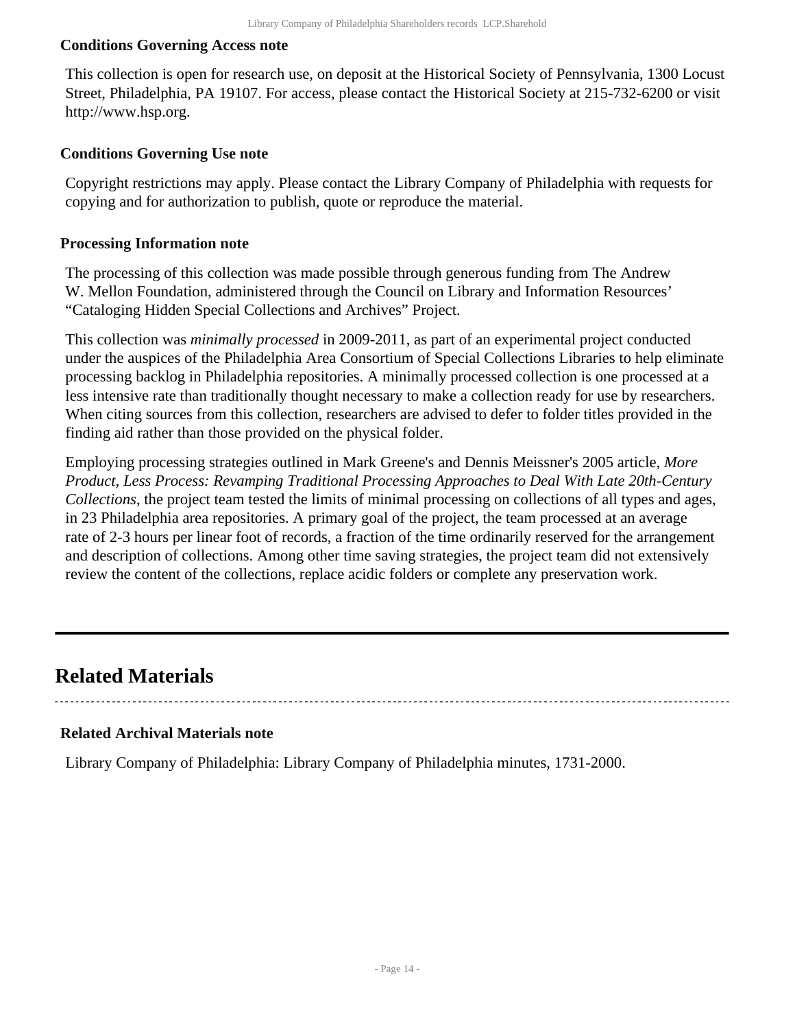### Conditions Governing Access note

This collection is open for research use, on deposit at the Historical Society of Pennsylvania, 1300 Locust Street, Philadelphia, PA 19107. For access, please contact the Historical Society at 215-732-6200 or visit http://www.hsp.org.

### Conditions Governing Use note

Copyright restrictions may apply. Please contact the Library Company of Philadelphia with requests for copying and for authorization to publish, quote or reproduce the material.

### Processing Information note

The processing of this collection was made possible through generous funding from The Andrew W. Mellon Foundation, administered through the Council on Library and Information Resources' "Cataloging Hidden Special Collections and Archives" Project.

This collection was *minimally processed* in 2009-2011, as part of an experimental project conducted under the auspices of the Philadelphia Area Consortium of Special Collections Libraries to help eliminate processing backlog in Philadelphia repositories. A minimally processed collection is one processed at a less intensive rate than traditionally thought necessary to make a collection ready for use by researchers. When citing sources from this collection, researchers are advised to defer to folder titles provided in the finding aid rather than those provided on the physical folder.

Employing processing strategies outlined in Mark Greene's and Dennis Meissner's 2005 article, *More Product, Less Process: Revamping Traditional Processing Approaches to Deal With Late 20th-Century Collections*, the project team tested the limits of minimal processing on collections of all types and ages, in 23 Philadelphia area repositories. A primary goal of the project, the team processed at an average rate of 2-3 hours per linear foot of records, a fraction of the time ordinarily reserved for the arrangement and description of collections. Among other time saving strategies, the project team did not extensively review the content of the collections, replace acidic folders or complete any preservation work.

---

## Related Materials

### Related Archival Materials note

Library Company of Philadelphia: Library Company of Philadelphia minutes, 1731-2000.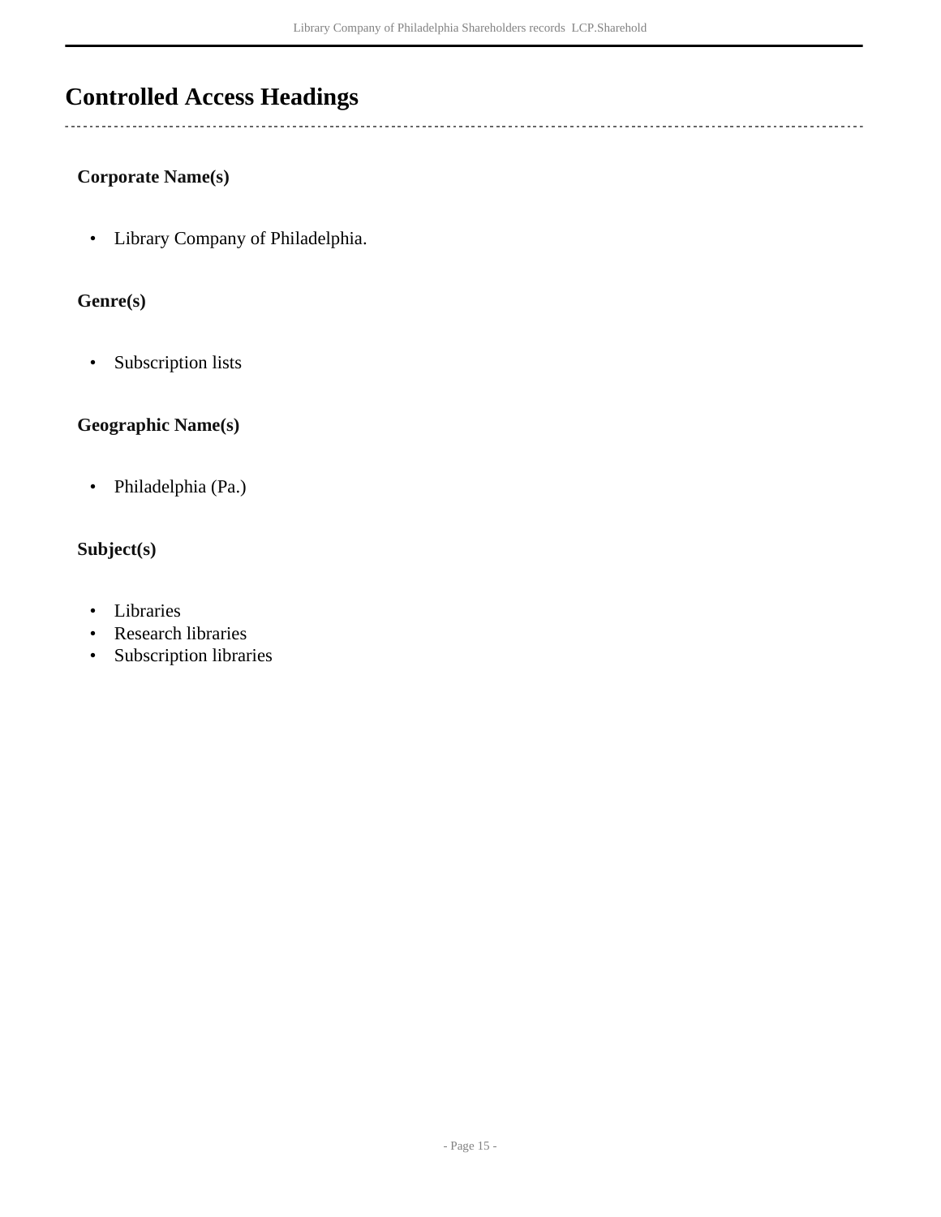## Controlled Access Headings

### Corporate Name(s)

- Library Company of Philadelphia.

### Genre(s)

- Subscription lists

### Geographic Name(s)

- Philadelphia (Pa.)

### Subject(s)

- Libraries
- Research libraries
- Subscription libraries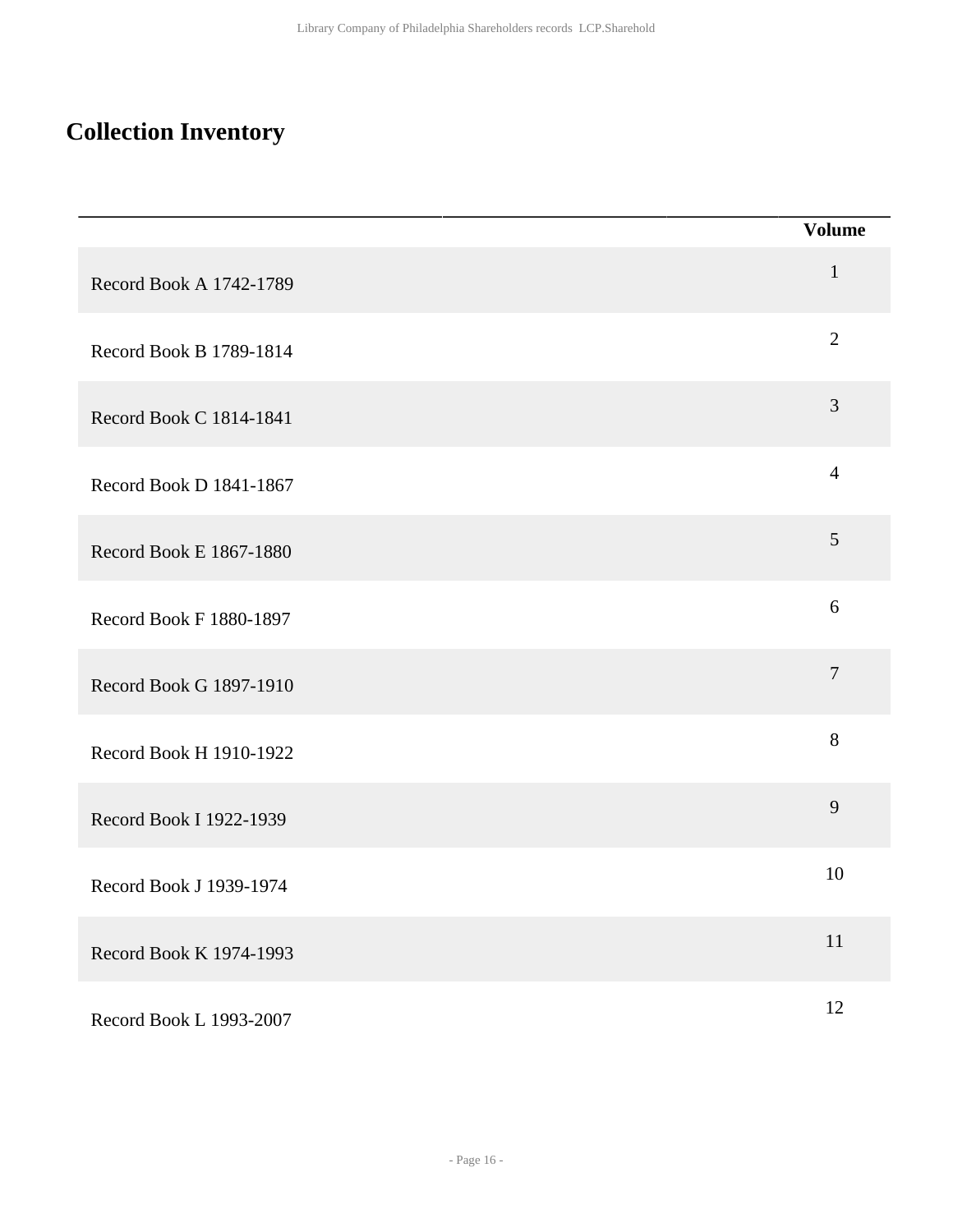## Collection Inventory

| | Volume |
|---|---|
| Record Book A 1742-1789 | 1 |
| Record Book B 1789-1814 | 2 |
| Record Book C 1814-1841 | 3 |
| Record Book D 1841-1867 | 4 |
| Record Book E 1867-1880 | 5 |
| Record Book F 1880-1897 | 6 |
| Record Book G 1897-1910 | 7 |
| Record Book H 1910-1922 | 8 |
| Record Book I 1922-1939 | 9 |
| Record Book J 1939-1974 | 10 |
| Record Book K 1974-1993 | 11 |
| Record Book L 1993-2007 | 12 |